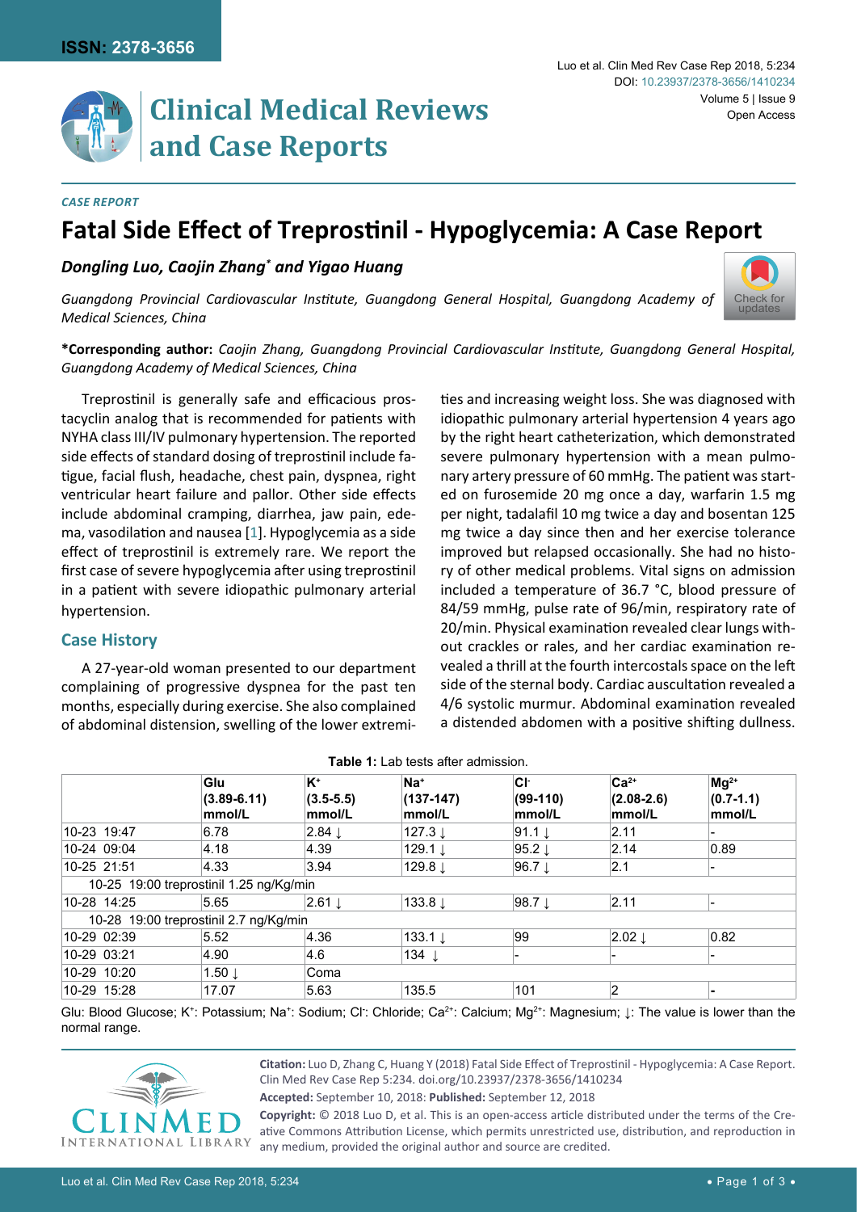*CASE REPORT*

# Fatal Side Effect of Treprostinil - Hypoglycemia: A Case Report

***Dongling Luo, Caojin Zhang\* and Yigao Huang***

*Guangdong Provincial Cardiovascular Institute, Guangdong General Hospital, Guangdong Academy of Medical Sciences, China*

**\*Corresponding author:** *Caojin Zhang, Guangdong Provincial Cardiovascular Institute, Guangdong General Hospital, Guangdong Academy of Medical Sciences, China*

Treprostinil is generally safe and efficacious prostacyclin analog that is recommended for patients with NYHA class III/IV pulmonary hypertension. The reported side effects of standard dosing of treprostinil include fatigue, facial flush, headache, chest pain, dyspnea, right ventricular heart failure and pallor. Other side effects include abdominal cramping, diarrhea, jaw pain, edema, vasodilation and nausea [1]. Hypoglycemia as a side effect of treprostinil is extremely rare. We report the first case of severe hypoglycemia after using treprostinil in a patient with severe idiopathic pulmonary arterial hypertension.

## Case History

A 27-year-old woman presented to our department complaining of progressive dyspnea for the past ten months, especially during exercise. She also complained of abdominal distension, swelling of the lower extremities and increasing weight loss. She was diagnosed with idiopathic pulmonary arterial hypertension 4 years ago by the right heart catheterization, which demonstrated severe pulmonary hypertension with a mean pulmonary artery pressure of 60 mmHg. The patient was started on furosemide 20 mg once a day, warfarin 1.5 mg per night, tadalafil 10 mg twice a day and bosentan 125 mg twice a day since then and her exercise tolerance improved but relapsed occasionally. She had no history of other medical problems. Vital signs on admission included a temperature of 36.7 °C, blood pressure of 84/59 mmHg, pulse rate of 96/min, respiratory rate of 20/min. Physical examination revealed clear lungs without crackles or rales, and her cardiac examination revealed a thrill at the fourth intercostals space on the left side of the sternal body. Cardiac auscultation revealed a 4/6 systolic murmur. Abdominal examination revealed a distended abdomen with a positive shifting dullness.

**Table 1:** Lab tests after admission.

| | Glu (3.89-6.11) mmol/L | $K^+$ (3.5-5.5) mmol/L | $Na^+$ (137-147) mmol/L | $Cl^-$ (99-110) mmol/L | $Ca^{2+}$ (2.08-2.6) mmol/L | $Mg^{2+}$ (0.7-1.1) mmol/L |
|---|---|---|---|---|---|---|
| 10-23 19:47 | 6.78 | 2.84 ↓ | 127.3 ↓ | 91.1 ↓ | 2.11 | - |
| 10-24 09:04 | 4.18 | 4.39 | 129.1 ↓ | 95.2 ↓ | 2.14 | 0.89 |
| 10-25 21:51 | 4.33 | 3.94 | 129.8 ↓ | 96.7 ↓ | 2.1 | - |
| 10-25 19:00 treprostinil 1.25 ng/Kg/min | | | | | | |
| 10-28 14:25 | 5.65 | 2.61 ↓ | 133.8 ↓ | 98.7 ↓ | 2.11 | - |
| 10-28 19:00 treprostinil 2.7 ng/Kg/min | | | | | | |
| 10-29 02:39 | 5.52 | 4.36 | 133.1 ↓ | 99 | 2.02 ↓ | 0.82 |
| 10-29 03:21 | 4.90 | 4.6 | 134 ↓ | - | - | - |
| 10-29 10:20 | 1.50 ↓ | Coma | | | | |
| 10-29 15:28 | 17.07 | 5.63 | 135.5 | 101 | 2 | - |

Glu: Blood Glucose; $K^+$: Potassium; $Na^+$: Sodium; $Cl^-$: Chloride; $Ca^{2+}$: Calcium; $Mg^{2+}$: Magnesium; ↓: The value is lower than the normal range.

**Citation:** Luo D, Zhang C, Huang Y (2018) Fatal Side Effect of Treprostinil - Hypoglycemia: A Case Report. Clin Med Rev Case Rep 5:234. doi.org/10.23937/2378-3656/1410234

**Accepted:** September 10, 2018: **Published:** September 12, 2018

**Copyright:** © 2018 Luo D, et al. This is an open-access article distributed under the terms of the Creative Commons Attribution License, which permits unrestricted use, distribution, and reproduction in any medium, provided the original author and source are credited.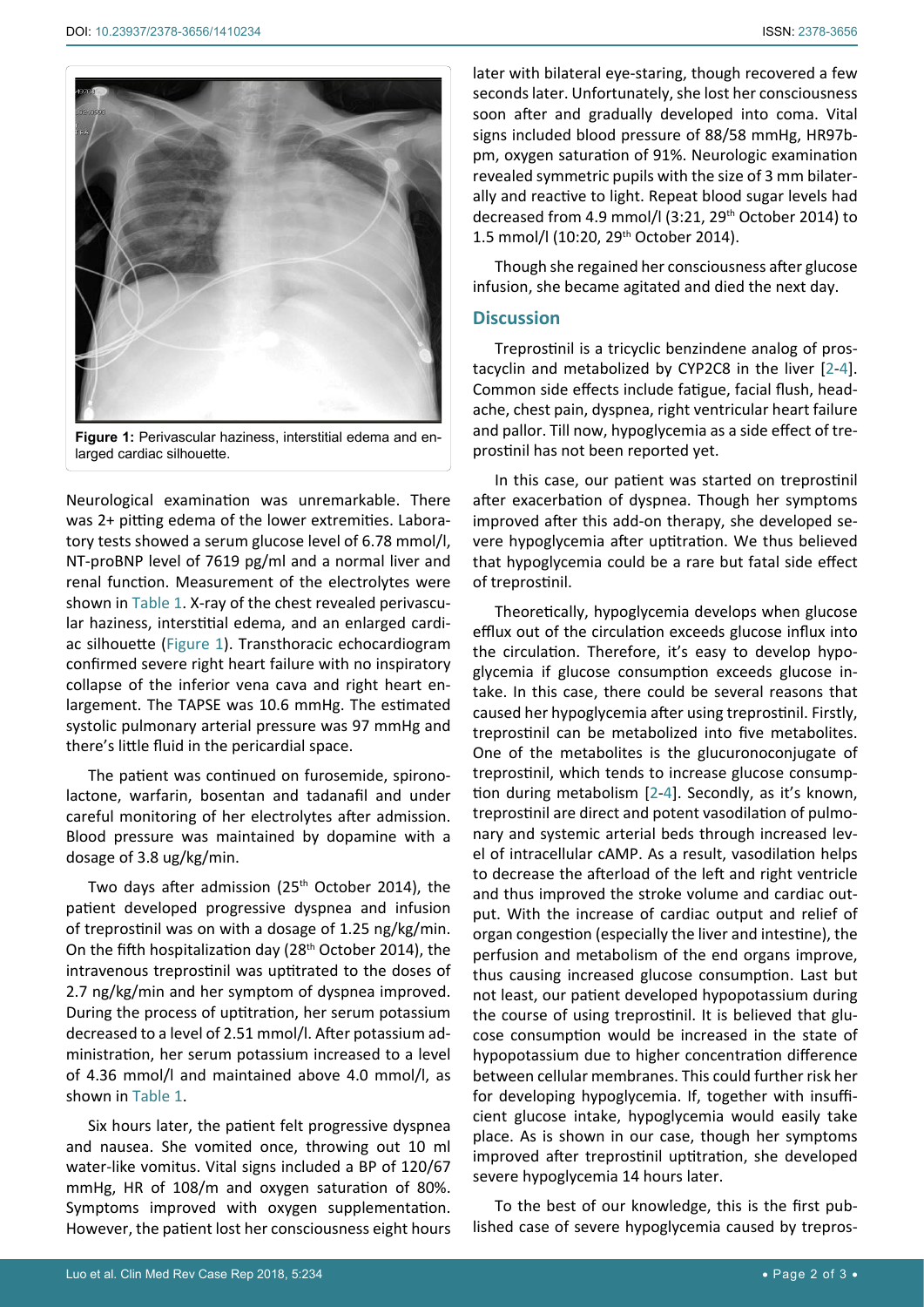Figure 1: Perivascular haziness, interstitial edema and enlarged cardiac silhouette.

Neurological examination was unremarkable. There was 2+ pitting edema of the lower extremities. Laboratory tests showed a serum glucose level of 6.78 mmol/l, NT-proBNP level of 7619 pg/ml and a normal liver and renal function. Measurement of the electrolytes were shown in Table 1. X-ray of the chest revealed perivascular haziness, interstitial edema, and an enlarged cardiac silhouette (Figure 1). Transthoracic echocardiogram confirmed severe right heart failure with no inspiratory collapse of the inferior vena cava and right heart enlargement. The TAPSE was 10.6 mmHg. The estimated systolic pulmonary arterial pressure was 97 mmHg and there's little fluid in the pericardial space.

The patient was continued on furosemide, spironolactone, warfarin, bosentan and tadanafil and under careful monitoring of her electrolytes after admission. Blood pressure was maintained by dopamine with a dosage of 3.8 ug/kg/min.

Two days after admission (25[th] October 2014), the patient developed progressive dyspnea and infusion of treprostinil was on with a dosage of 1.25 ng/kg/min. On the fifth hospitalization day (28[th] October 2014), the intravenous treprostinil was uptitrated to the doses of 2.7 ng/kg/min and her symptom of dyspnea improved. During the process of uptitration, her serum potassium decreased to a level of 2.51 mmol/l. After potassium administration, her serum potassium increased to a level of 4.36 mmol/l and maintained above 4.0 mmol/l, as shown in Table 1.

Six hours later, the patient felt progressive dyspnea and nausea. She vomited once, throwing out 10 ml water-like vomitus. Vital signs included a BP of 120/67 mmHg, HR of 108/m and oxygen saturation of 80%. Symptoms improved with oxygen supplementation. However, the patient lost her consciousness eight hours later with bilateral eye-staring, though recovered a few seconds later. Unfortunately, she lost her consciousness soon after and gradually developed into coma. Vital signs included blood pressure of 88/58 mmHg, HR97bpm, oxygen saturation of 91%. Neurologic examination revealed symmetric pupils with the size of 3 mm bilaterally and reactive to light. Repeat blood sugar levels had decreased from 4.9 mmol/l (3:21, 29[th] October 2014) to 1.5 mmol/l (10:20, 29[th] October 2014).

Though she regained her consciousness after glucose infusion, she became agitated and died the next day.

## Discussion

Treprostinil is a tricyclic benzindene analog of prostacyclin and metabolized by CYP2C8 in the liver [2-4]. Common side effects include fatigue, facial flush, headache, chest pain, dyspnea, right ventricular heart failure and pallor. Till now, hypoglycemia as a side effect of treprostinil has not been reported yet.

In this case, our patient was started on treprostinil after exacerbation of dyspnea. Though her symptoms improved after this add-on therapy, she developed severe hypoglycemia after uptitration. We thus believed that hypoglycemia could be a rare but fatal side effect of treprostinil.

Theoretically, hypoglycemia develops when glucose efflux out of the circulation exceeds glucose influx into the circulation. Therefore, it's easy to develop hypoglycemia if glucose consumption exceeds glucose intake. In this case, there could be several reasons that caused her hypoglycemia after using treprostinil. Firstly, treprostinil can be metabolized into five metabolites. One of the metabolites is the glucuronoconjugate of treprostinil, which tends to increase glucose consumption during metabolism [2-4]. Secondly, as it's known, treprostinil are direct and potent vasodilation of pulmonary and systemic arterial beds through increased level of intracellular cAMP. As a result, vasodilation helps to decrease the afterload of the left and right ventricle and thus improved the stroke volume and cardiac output. With the increase of cardiac output and relief of organ congestion (especially the liver and intestine), the perfusion and metabolism of the end organs improve, thus causing increased glucose consumption. Last but not least, our patient developed hypopotassium during the course of using treprostinil. It is believed that glucose consumption would be increased in the state of hypopotassium due to higher concentration difference between cellular membranes. This could further risk her for developing hypoglycemia. If, together with insufficient glucose intake, hypoglycemia would easily take place. As is shown in our case, though her symptoms improved after treprostinil uptitration, she developed severe hypoglycemia 14 hours later.

To the best of our knowledge, this is the first published case of severe hypoglycemia caused by trepros-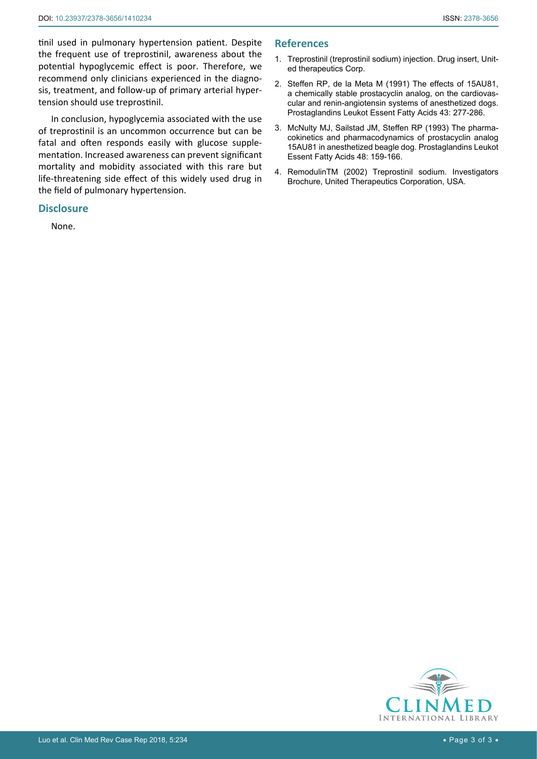tinil used in pulmonary hypertension patient. Despite the frequent use of treprostinil, awareness about the potential hypoglycemic effect is poor. Therefore, we recommend only clinicians experienced in the diagnosis, treatment, and follow-up of primary arterial hypertension should use treprostinil.

In conclusion, hypoglycemia associated with the use of treprostinil is an uncommon occurrence but can be fatal and often responds easily with glucose supplementation. Increased awareness can prevent significant mortality and mobidity associated with this rare but life-threatening side effect of this widely used drug in the field of pulmonary hypertension.

## Disclosure

None.

## References

1. Treprostinil (treprostinil sodium) injection. Drug insert, United therapeutics Corp.
2. Steffen RP, de la Meta M (1991) The effects of 15AU81, a chemically stable prostacyclin analog, on the cardiovascular and renin-angiotensin systems of anesthetized dogs. Prostaglandins Leukot Essent Fatty Acids 43: 277-286.
3. McNulty MJ, Sailstad JM, Steffen RP (1993) The pharmacokinetics and pharmacodynamics of prostacyclin analog 15AU81 in anesthetized beagle dog. Prostaglandins Leukot Essent Fatty Acids 48: 159-166.
4. RemodulinTM (2002) Treprostinil sodium. Investigators Brochure, United Therapeutics Corporation, USA.